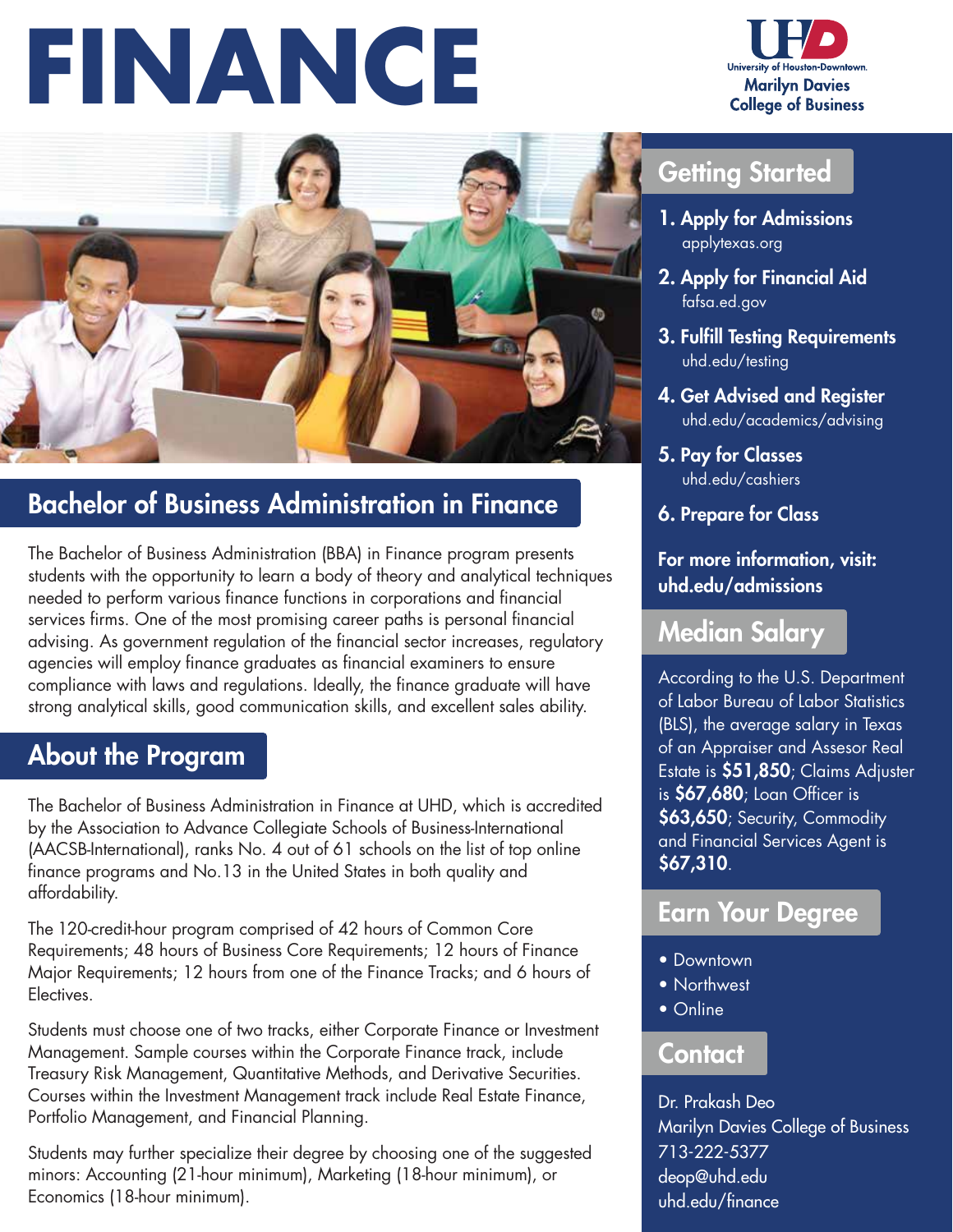# FINANCE

University of Houston-Downtown.
Marilyn Davies College of Business

## Bachelor of Business Administration in Finance

The Bachelor of Business Administration (BBA) in Finance program presents students with the opportunity to learn a body of theory and analytical techniques needed to perform various finance functions in corporations and financial services firms. One of the most promising career paths is personal financial advising. As government regulation of the financial sector increases, regulatory agencies will employ finance graduates as financial examiners to ensure compliance with laws and regulations. Ideally, the finance graduate will have strong analytical skills, good communication skills, and excellent sales ability.

## About the Program

The Bachelor of Business Administration in Finance at UHD, which is accredited by the Association to Advance Collegiate Schools of Business-International (AACSB-International), ranks No. 4 out of 61 schools on the list of top online finance programs and No.13 in the United States in both quality and affordability.

The 120-credit-hour program comprised of 42 hours of Common Core Requirements; 48 hours of Business Core Requirements; 12 hours of Finance Major Requirements; 12 hours from one of the Finance Tracks; and 6 hours of Electives.

Students must choose one of two tracks, either Corporate Finance or Investment Management. Sample courses within the Corporate Finance track, include Treasury Risk Management, Quantitative Methods, and Derivative Securities. Courses within the Investment Management track include Real Estate Finance, Portfolio Management, and Financial Planning.

Students may further specialize their degree by choosing one of the suggested minors: Accounting (21-hour minimum), Marketing (18-hour minimum), or Economics (18-hour minimum).

## Getting Started

1. **Apply for Admissions**
   applytexas.org
2. **Apply for Financial Aid**
   fafsa.ed.gov
3. **Fulfill Testing Requirements**
   uhd.edu/testing
4. **Get Advised and Register**
   uhd.edu/academics/advising
5. **Pay for Classes**
   uhd.edu/cashiers
6. **Prepare for Class**

**For more information, visit: uhd.edu/admissions**

## Median Salary

According to the U.S. Department of Labor Bureau of Labor Statistics (BLS), the average salary in Texas of an Appraiser and Assesor Real Estate is **$51,850**; Claims Adjuster is **$67,680**; Loan Officer is **$63,650**; Security, Commodity and Financial Services Agent is **$67,310**.

## Earn Your Degree

- Downtown
- Northwest
- Online

## Contact

Dr. Prakash Deo
Marilyn Davies College of Business
713-222-5377
deop@uhd.edu
uhd.edu/finance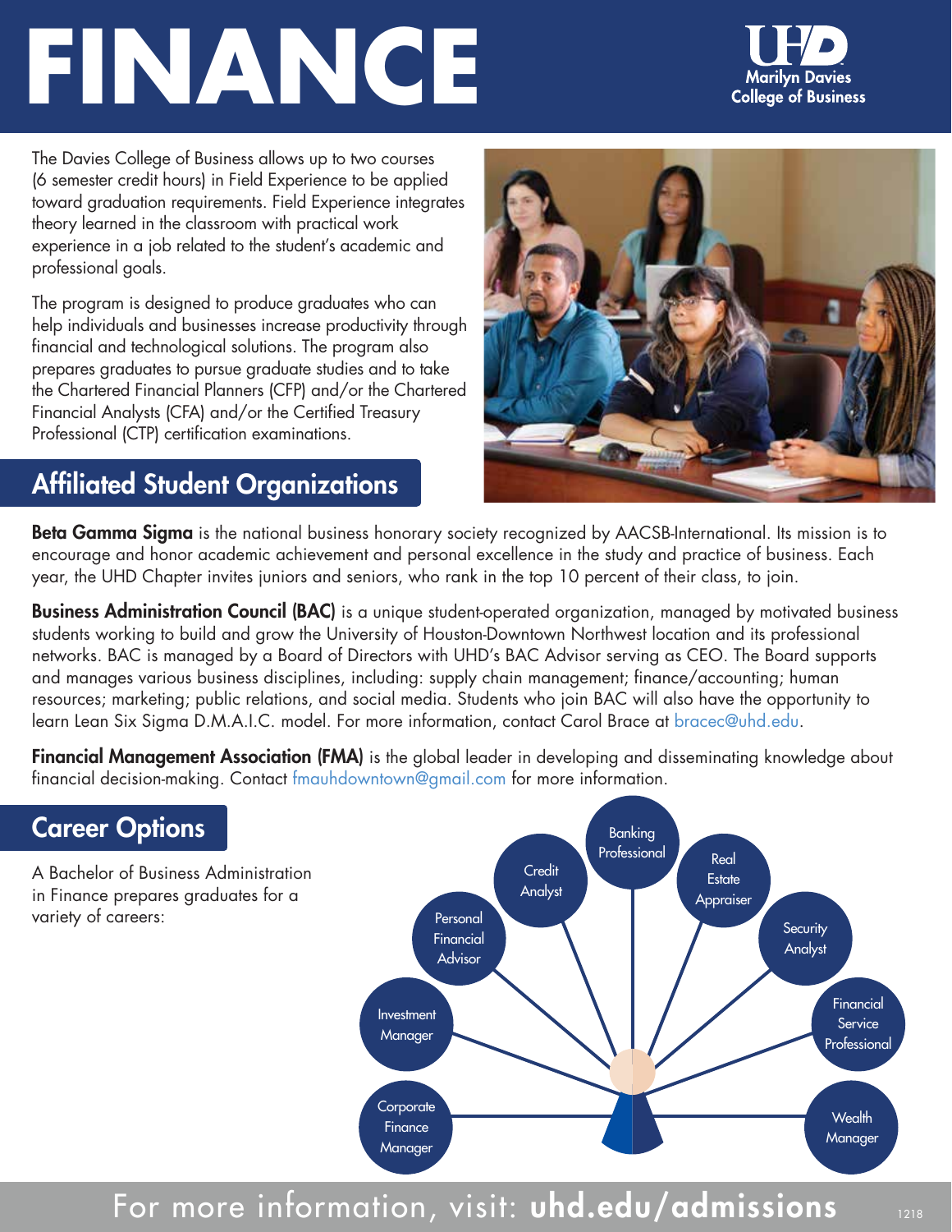# FINANCE

Marilyn Davies College of Business

The Davies College of Business allows up to two courses (6 semester credit hours) in Field Experience to be applied toward graduation requirements. Field Experience integrates theory learned in the classroom with practical work experience in a job related to the student's academic and professional goals.

The program is designed to produce graduates who can help individuals and businesses increase productivity through financial and technological solutions. The program also prepares graduates to pursue graduate studies and to take the Chartered Financial Planners (CFP) and/or the Chartered Financial Analysts (CFA) and/or the Certified Treasury Professional (CTP) certification examinations.

## Affiliated Student Organizations

**Beta Gamma Sigma** is the national business honorary society recognized by AACSB-International. Its mission is to encourage and honor academic achievement and personal excellence in the study and practice of business. Each year, the UHD Chapter invites juniors and seniors, who rank in the top 10 percent of their class, to join.

**Business Administration Council (BAC)** is a unique student-operated organization, managed by motivated business students working to build and grow the University of Houston-Downtown Northwest location and its professional networks. BAC is managed by a Board of Directors with UHD's BAC Advisor serving as CEO. The Board supports and manages various business disciplines, including: supply chain management; finance/accounting; human resources; marketing; public relations, and social media. Students who join BAC will also have the opportunity to learn Lean Six Sigma D.M.A.I.C. model. For more information, contact Carol Brace at bracec@uhd.edu.

**Financial Management Association (FMA)** is the global leader in developing and disseminating knowledge about financial decision-making. Contact fmauhdowntown@gmail.com for more information.

## Career Options

A Bachelor of Business Administration in Finance prepares graduates for a variety of careers:

- Corporate Finance Manager
- Investment Manager
- Personal Financial Advisor
- Credit Analyst
- Banking Professional
- Real Estate Appraiser
- Security Analyst
- Financial Service Professional
- Wealth Manager

For more information, visit: **uhd.edu/admissions**